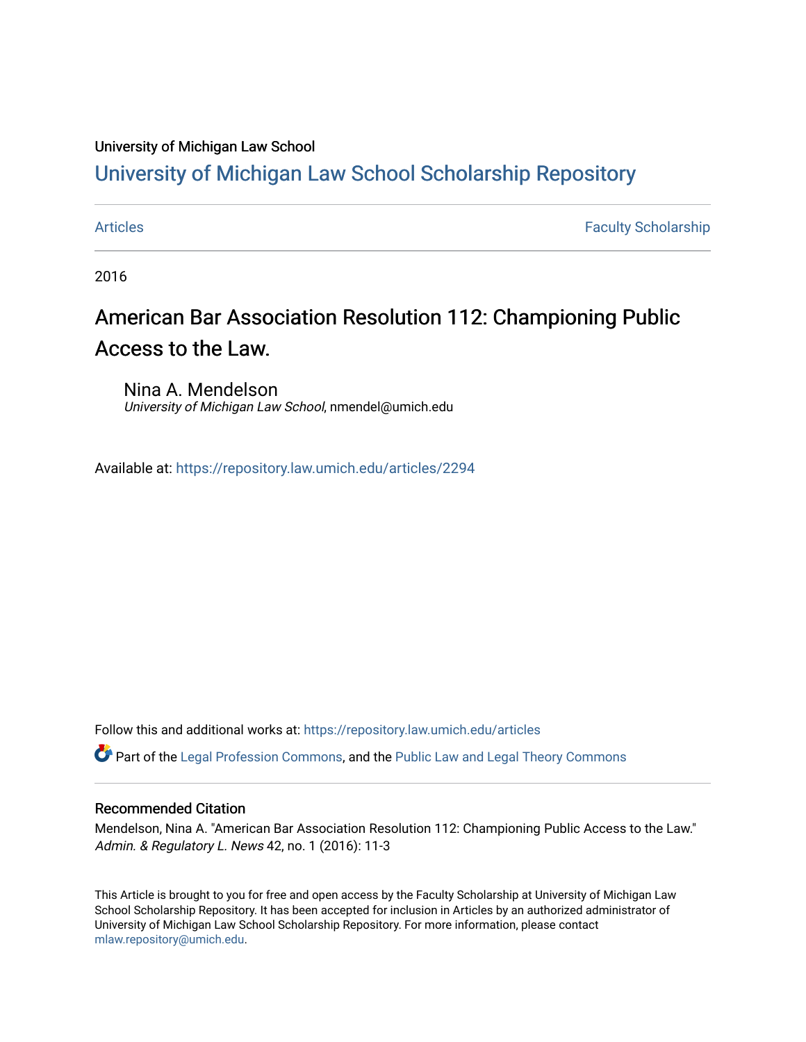University of Michigan Law School

# University of Michigan Law School Scholarship Repository

Articles | Faculty Scholarship

2016

## American Bar Association Resolution 112: Championing Public Access to the Law.

Nina A. Mendelson
*University of Michigan Law School*, nmendel@umich.edu

Available at: https://repository.law.umich.edu/articles/2294

Follow this and additional works at: https://repository.law.umich.edu/articles

Part of the Legal Profession Commons, and the Public Law and Legal Theory Commons

### Recommended Citation

Mendelson, Nina A. "American Bar Association Resolution 112: Championing Public Access to the Law." *Admin. & Regulatory L. News* 42, no. 1 (2016): 11-3

This Article is brought to you for free and open access by the Faculty Scholarship at University of Michigan Law School Scholarship Repository. It has been accepted for inclusion in Articles by an authorized administrator of University of Michigan Law School Scholarship Repository. For more information, please contact mlaw.repository@umich.edu.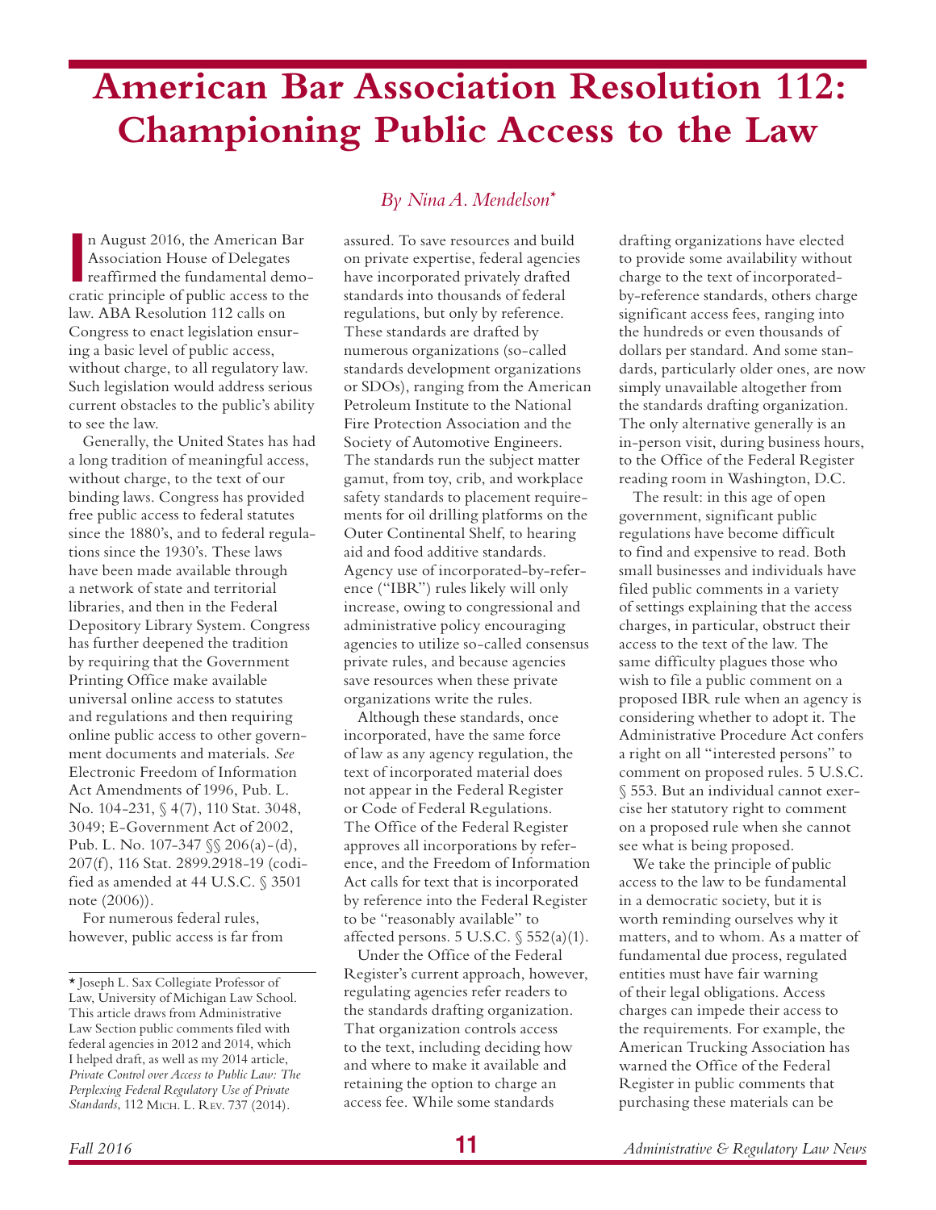# American Bar Association Resolution 112: Championing Public Access to the Law

*By Nina A. Mendelson\**

In August 2016, the American Bar Association House of Delegates reaffirmed the fundamental democratic principle of public access to the law. ABA Resolution 112 calls on Congress to enact legislation ensuring a basic level of public access, without charge, to all regulatory law. Such legislation would address serious current obstacles to the public's ability to see the law.

Generally, the United States has had a long tradition of meaningful access, without charge, to the text of our binding laws. Congress has provided free public access to federal statutes since the 1880's, and to federal regulations since the 1930's. These laws have been made available through a network of state and territorial libraries, and then in the Federal Depository Library System. Congress has further deepened the tradition by requiring that the Government Printing Office make available universal online access to statutes and regulations and then requiring online public access to other government documents and materials. *See* Electronic Freedom of Information Act Amendments of 1996, Pub. L. No. 104-231, § 4(7), 110 Stat. 3048, 3049; E-Government Act of 2002, Pub. L. No. 107-347 §§ 206(a)-(d), 207(f), 116 Stat. 2899.2918-19 (codified as amended at 44 U.S.C. § 3501 note (2006)).

For numerous federal rules, however, public access is far from assured. To save resources and build on private expertise, federal agencies have incorporated privately drafted standards into thousands of federal regulations, but only by reference. These standards are drafted by numerous organizations (so-called standards development organizations or SDOs), ranging from the American Petroleum Institute to the National Fire Protection Association and the Society of Automotive Engineers. The standards run the subject matter gamut, from toy, crib, and workplace safety standards to placement requirements for oil drilling platforms on the Outer Continental Shelf, to hearing aid and food additive standards. Agency use of incorporated-by-reference ("IBR") rules likely will only increase, owing to congressional and administrative policy encouraging agencies to utilize so-called consensus private rules, and because agencies save resources when these private organizations write the rules.

Although these standards, once incorporated, have the same force of law as any agency regulation, the text of incorporated material does not appear in the Federal Register or Code of Federal Regulations. The Office of the Federal Register approves all incorporations by reference, and the Freedom of Information Act calls for text that is incorporated by reference into the Federal Register to be "reasonably available" to affected persons. 5 U.S.C. § 552(a)(1).

Under the Office of the Federal Register's current approach, however, regulating agencies refer readers to the standards drafting organization. That organization controls access to the text, including deciding how and where to make it available and retaining the option to charge an access fee. While some standards drafting organizations have elected to provide some availability without charge to the text of incorporated-by-reference standards, others charge significant access fees, ranging into the hundreds or even thousands of dollars per standard. And some standards, particularly older ones, are now simply unavailable altogether from the standards drafting organization. The only alternative generally is an in-person visit, during business hours, to the Office of the Federal Register reading room in Washington, D.C.

The result: in this age of open government, significant public regulations have become difficult to find and expensive to read. Both small businesses and individuals have filed public comments in a variety of settings explaining that the access charges, in particular, obstruct their access to the text of the law. The same difficulty plagues those who wish to file a public comment on a proposed IBR rule when an agency is considering whether to adopt it. The Administrative Procedure Act confers a right on all "interested persons" to comment on proposed rules. 5 U.S.C. § 553. But an individual cannot exercise her statutory right to comment on a proposed rule when she cannot see what is being proposed.

We take the principle of public access to the law to be fundamental in a democratic society, but it is worth reminding ourselves why it matters, and to whom. As a matter of fundamental due process, regulated entities must have fair warning of their legal obligations. Access charges can impede their access to the requirements. For example, the American Trucking Association has warned the Office of the Federal Register in public comments that purchasing these materials can be

---

\* Joseph L. Sax Collegiate Professor of Law, University of Michigan Law School. This article draws from Administrative Law Section public comments filed with federal agencies in 2012 and 2014, which I helped draft, as well as my 2014 article, *Private Control over Access to Public Law: The Perplexing Federal Regulatory Use of Private Standards*, 112 Mich. L. Rev. 737 (2014).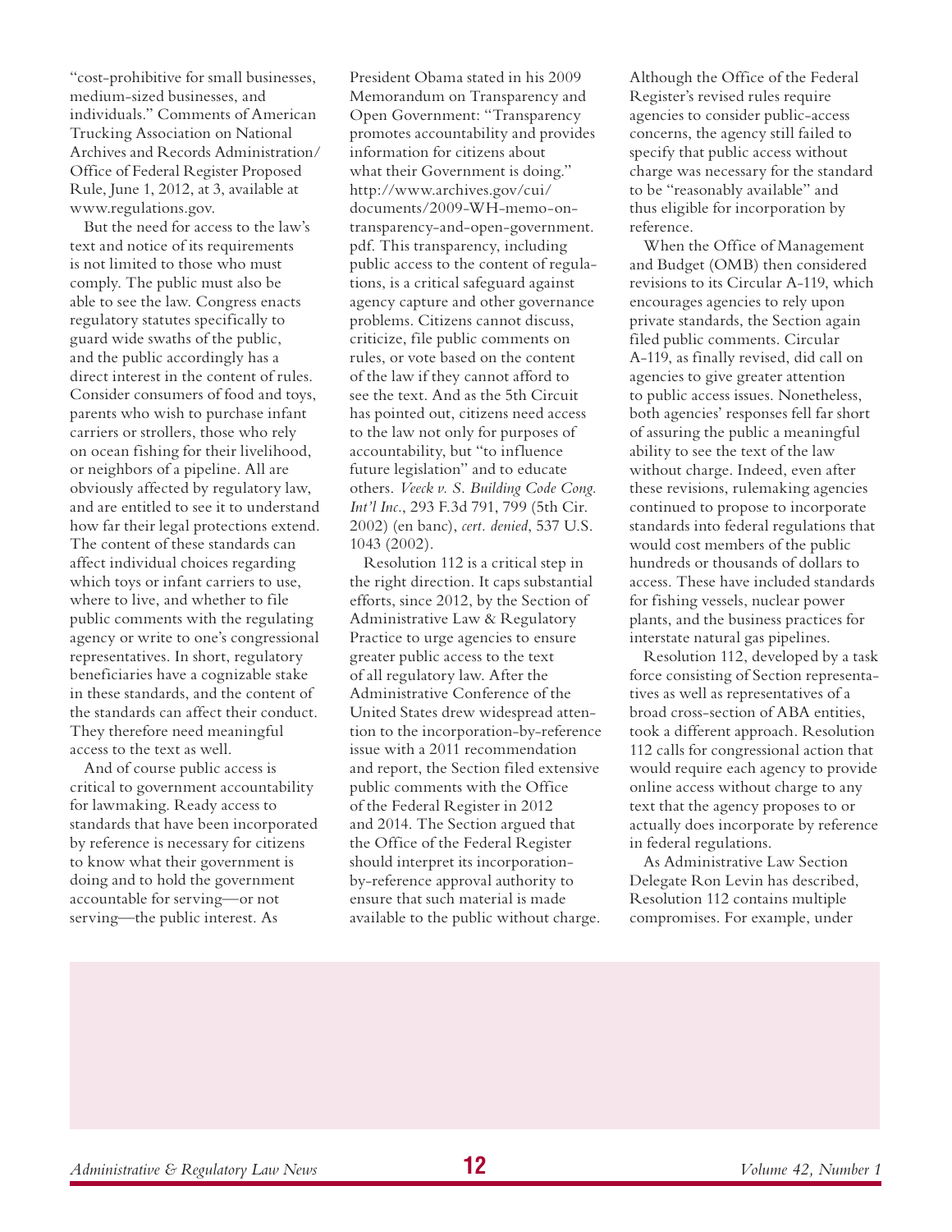"cost-prohibitive for small businesses, medium-sized businesses, and individuals." Comments of American Trucking Association on National Archives and Records Administration/ Office of Federal Register Proposed Rule, June 1, 2012, at 3, available at www.regulations.gov.

But the need for access to the law's text and notice of its requirements is not limited to those who must comply. The public must also be able to see the law. Congress enacts regulatory statutes specifically to guard wide swaths of the public, and the public accordingly has a direct interest in the content of rules. Consider consumers of food and toys, parents who wish to purchase infant carriers or strollers, those who rely on ocean fishing for their livelihood, or neighbors of a pipeline. All are obviously affected by regulatory law, and are entitled to see it to understand how far their legal protections extend. The content of these standards can affect individual choices regarding which toys or infant carriers to use, where to live, and whether to file public comments with the regulating agency or write to one's congressional representatives. In short, regulatory beneficiaries have a cognizable stake in these standards, and the content of the standards can affect their conduct. They therefore need meaningful access to the text as well.

And of course public access is critical to government accountability for lawmaking. Ready access to standards that have been incorporated by reference is necessary for citizens to know what their government is doing and to hold the government accountable for serving—or not serving—the public interest. As President Obama stated in his 2009 Memorandum on Transparency and Open Government: "Transparency promotes accountability and provides information for citizens about what their Government is doing." http://www.archives.gov/cui/documents/2009-WH-memo-on-transparency-and-open-government.pdf. This transparency, including public access to the content of regulations, is a critical safeguard against agency capture and other governance problems. Citizens cannot discuss, criticize, file public comments on rules, or vote based on the content of the law if they cannot afford to see the text. And as the 5th Circuit has pointed out, citizens need access to the law not only for purposes of accountability, but "to influence future legislation" and to educate others. *Veeck v. S. Building Code Cong. Int'l Inc.*, 293 F.3d 791, 799 (5th Cir. 2002) (en banc), *cert. denied*, 537 U.S. 1043 (2002).

Resolution 112 is a critical step in the right direction. It caps substantial efforts, since 2012, by the Section of Administrative Law & Regulatory Practice to urge agencies to ensure greater public access to the text of all regulatory law. After the Administrative Conference of the United States drew widespread attention to the incorporation-by-reference issue with a 2011 recommendation and report, the Section filed extensive public comments with the Office of the Federal Register in 2012 and 2014. The Section argued that the Office of the Federal Register should interpret its incorporation-by-reference approval authority to ensure that such material is made available to the public without charge. Although the Office of the Federal Register's revised rules require agencies to consider public-access concerns, the agency still failed to specify that public access without charge was necessary for the standard to be "reasonably available" and thus eligible for incorporation by reference.

When the Office of Management and Budget (OMB) then considered revisions to its Circular A-119, which encourages agencies to rely upon private standards, the Section again filed public comments. Circular A-119, as finally revised, did call on agencies to give greater attention to public access issues. Nonetheless, both agencies' responses fell far short of assuring the public a meaningful ability to see the text of the law without charge. Indeed, even after these revisions, rulemaking agencies continued to propose to incorporate standards into federal regulations that would cost members of the public hundreds or thousands of dollars to access. These have included standards for fishing vessels, nuclear power plants, and the business practices for interstate natural gas pipelines.

Resolution 112, developed by a task force consisting of Section representatives as well as representatives of a broad cross-section of ABA entities, took a different approach. Resolution 112 calls for congressional action that would require each agency to provide online access without charge to any text that the agency proposes to or actually does incorporate by reference in federal regulations.

As Administrative Law Section Delegate Ron Levin has described, Resolution 112 contains multiple compromises. For example, under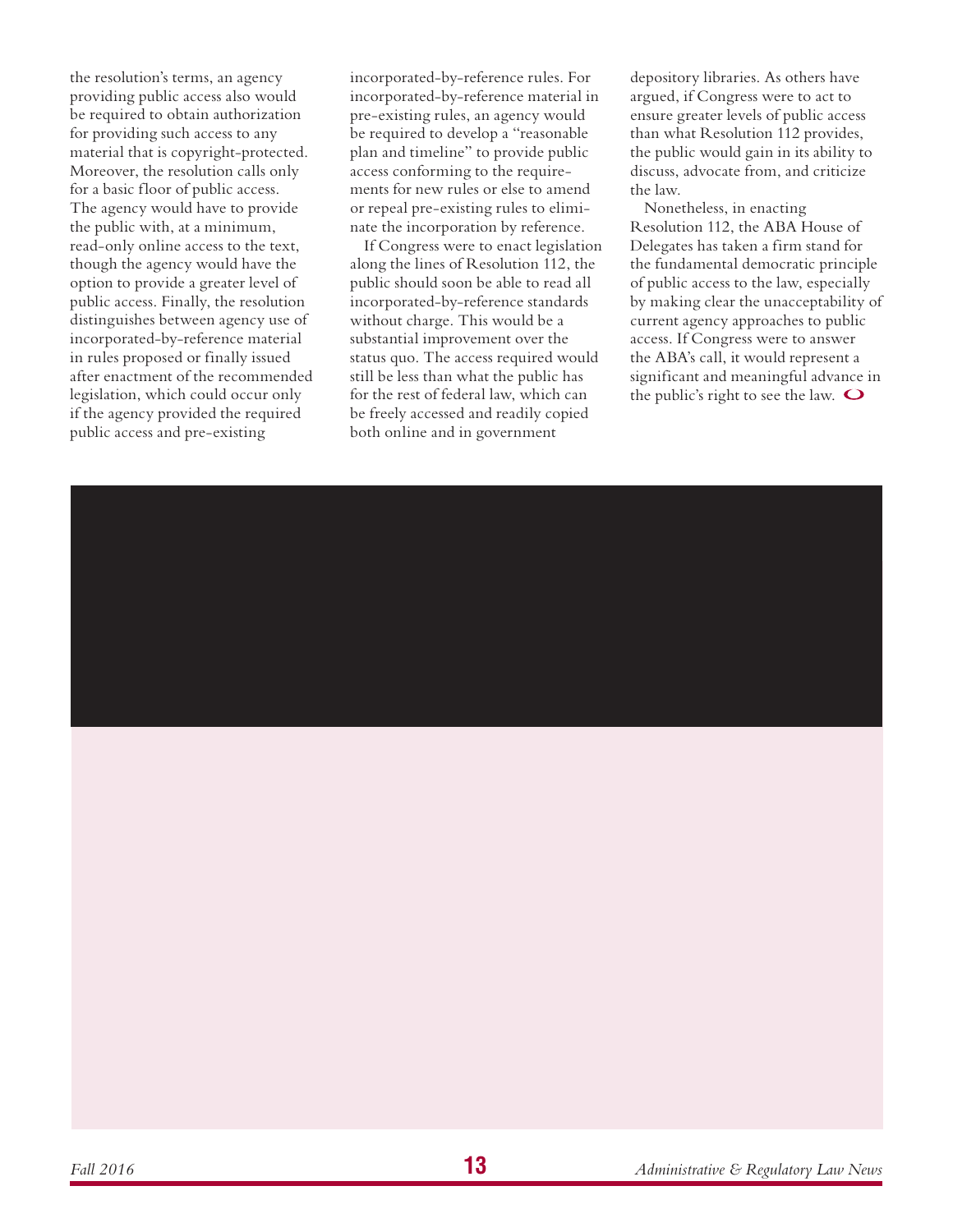the resolution's terms, an agency providing public access also would be required to obtain authorization for providing such access to any material that is copyright-protected. Moreover, the resolution calls only for a basic floor of public access. The agency would have to provide the public with, at a minimum, read-only online access to the text, though the agency would have the option to provide a greater level of public access. Finally, the resolution distinguishes between agency use of incorporated-by-reference material in rules proposed or finally issued after enactment of the recommended legislation, which could occur only if the agency provided the required public access and pre-existing incorporated-by-reference rules. For incorporated-by-reference material in pre-existing rules, an agency would be required to develop a "reasonable plan and timeline" to provide public access conforming to the requirements for new rules or else to amend or repeal pre-existing rules to eliminate the incorporation by reference.

If Congress were to enact legislation along the lines of Resolution 112, the public should soon be able to read all incorporated-by-reference standards without charge. This would be a substantial improvement over the status quo. The access required would still be less than what the public has for the rest of federal law, which can be freely accessed and readily copied both online and in government depository libraries. As others have argued, if Congress were to act to ensure greater levels of public access than what Resolution 112 provides, the public would gain in its ability to discuss, advocate from, and criticize the law.

Nonetheless, in enacting Resolution 112, the ABA House of Delegates has taken a firm stand for the fundamental democratic principle of public access to the law, especially by making clear the unacceptability of current agency approaches to public access. If Congress were to answer the ABA's call, it would represent a significant and meaningful advance in the public's right to see the law.